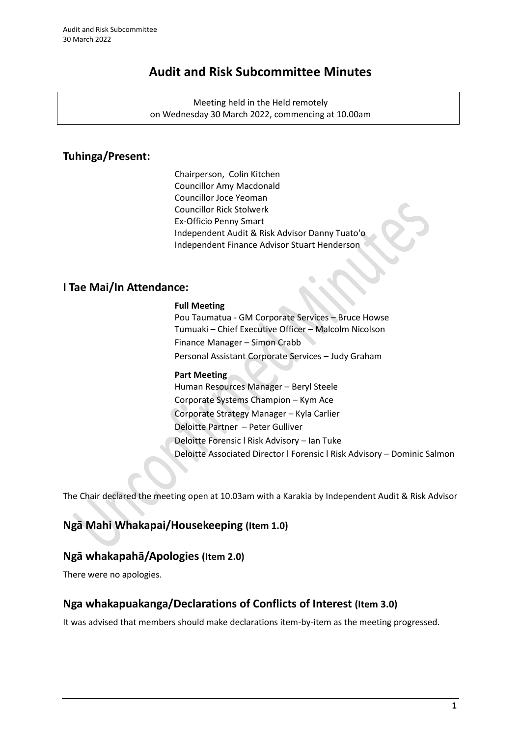# Audit and Risk Subcommittee Minutes

Meeting held in the Held remotely
on Wednesday 30 March 2022, commencing at 10.00am

## Tuhinga/Present:

Chairperson, Colin Kitchen
Councillor Amy Macdonald
Councillor Joce Yeoman
Councillor Rick Stolwerk
Ex-Officio Penny Smart
Independent Audit & Risk Advisor Danny Tuato'o
Independent Finance Advisor Stuart Henderson

## I Tae Mai/In Attendance:

**Full Meeting**

Pou Taumatua - GM Corporate Services – Bruce Howse
Tumuaki – Chief Executive Officer – Malcolm Nicolson
Finance Manager – Simon Crabb
Personal Assistant Corporate Services – Judy Graham

**Part Meeting**

Human Resources Manager – Beryl Steele
Corporate Systems Champion – Kym Ace
Corporate Strategy Manager – Kyla Carlier
Deloitte Partner – Peter Gulliver
Deloitte Forensic l Risk Advisory – Ian Tuke
Deloitte Associated Director l Forensic l Risk Advisory – Dominic Salmon

The Chair declared the meeting open at 10.03am with a Karakia by Independent Audit & Risk Advisor

## Ngā Mahi Whakapai/Housekeeping (Item 1.0)

## Ngā whakapahā/Apologies (Item 2.0)

There were no apologies.

## Nga whakapuakanga/Declarations of Conflicts of Interest (Item 3.0)

It was advised that members should make declarations item-by-item as the meeting progressed.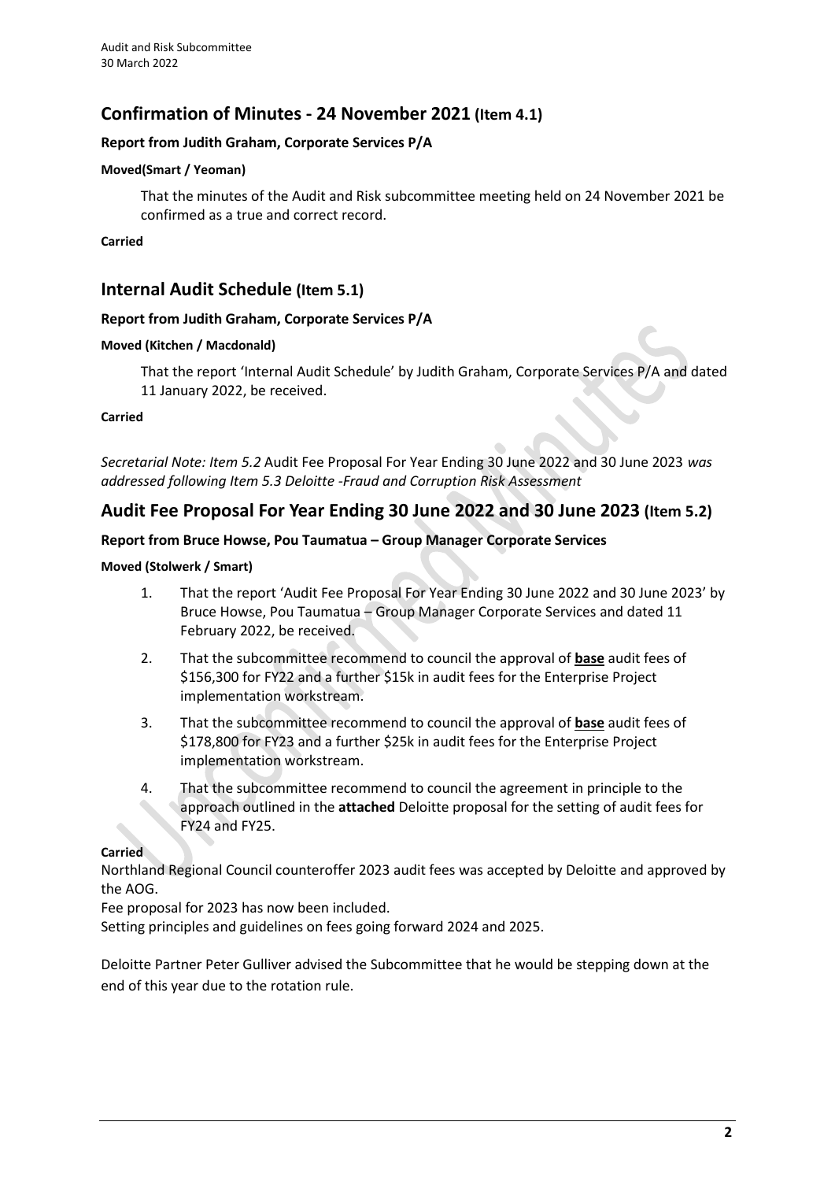## Confirmation of Minutes - 24 November 2021 (Item 4.1)

**Report from Judith Graham, Corporate Services P/A**

**Moved(Smart / Yeoman)**

That the minutes of the Audit and Risk subcommittee meeting held on 24 November 2021 be confirmed as a true and correct record.

**Carried**

## Internal Audit Schedule (Item 5.1)

**Report from Judith Graham, Corporate Services P/A**

**Moved (Kitchen / Macdonald)**

That the report 'Internal Audit Schedule' by Judith Graham, Corporate Services P/A and dated 11 January 2022, be received.

**Carried**

*Secretarial Note: Item 5.2* Audit Fee Proposal For Year Ending 30 June 2022 and 30 June 2023 *was addressed following Item 5.3 Deloitte -Fraud and Corruption Risk Assessment*

## Audit Fee Proposal For Year Ending 30 June 2022 and 30 June 2023 (Item 5.2)

**Report from Bruce Howse, Pou Taumatua – Group Manager Corporate Services**

**Moved (Stolwerk / Smart)**

1. That the report 'Audit Fee Proposal For Year Ending 30 June 2022 and 30 June 2023' by Bruce Howse, Pou Taumatua – Group Manager Corporate Services and dated 11 February 2022, be received.
2. That the subcommittee recommend to council the approval of **base** audit fees of $156,300 for FY22 and a further $15k in audit fees for the Enterprise Project implementation workstream.
3. That the subcommittee recommend to council the approval of **base** audit fees of $178,800 for FY23 and a further $25k in audit fees for the Enterprise Project implementation workstream.
4. That the subcommittee recommend to council the agreement in principle to the approach outlined in the **attached** Deloitte proposal for the setting of audit fees for FY24 and FY25.

**Carried**

Northland Regional Council counteroffer 2023 audit fees was accepted by Deloitte and approved by the AOG.

Fee proposal for 2023 has now been included.

Setting principles and guidelines on fees going forward 2024 and 2025.

Deloitte Partner Peter Gulliver advised the Subcommittee that he would be stepping down at the end of this year due to the rotation rule.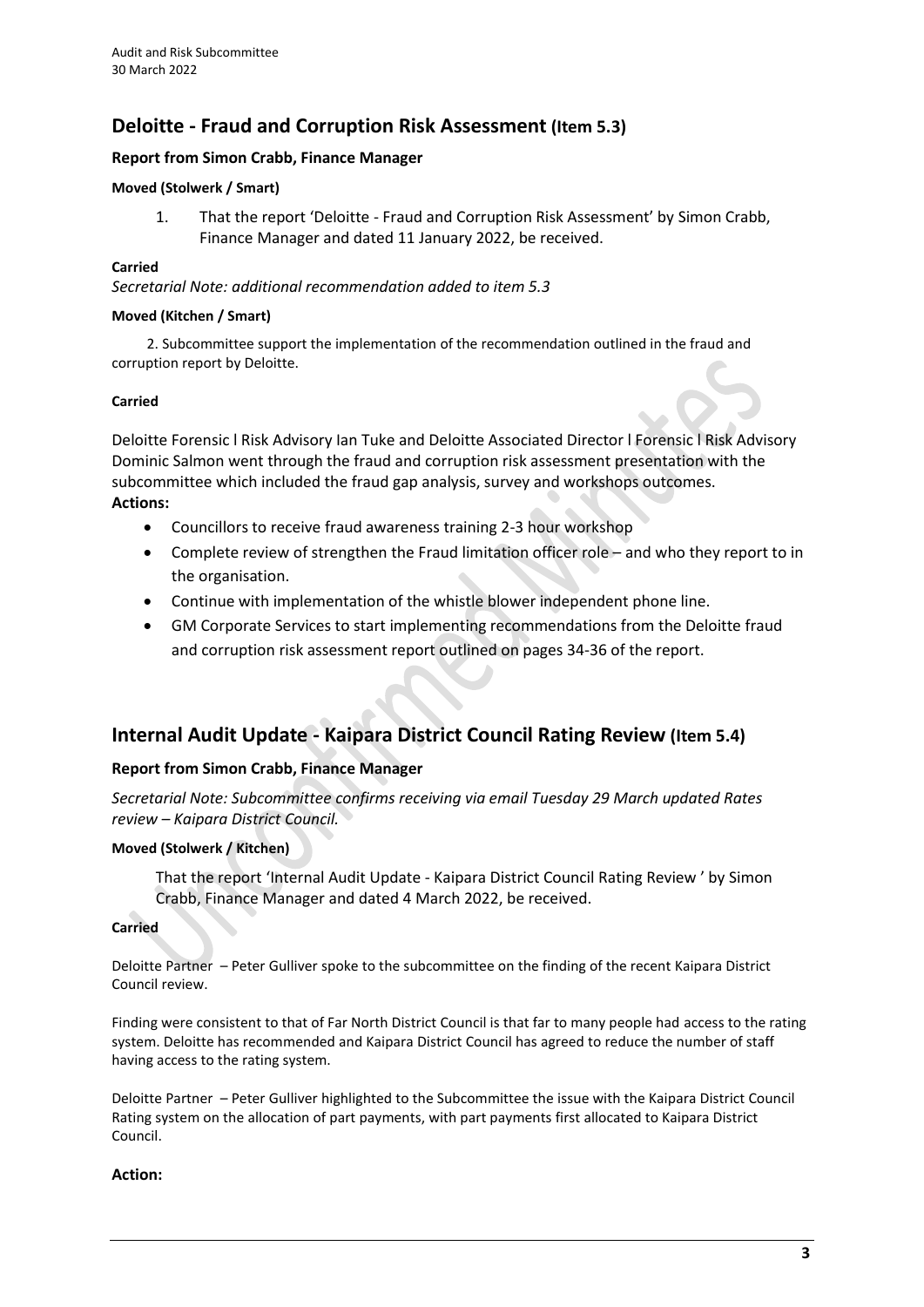## Deloitte - Fraud and Corruption Risk Assessment (Item 5.3)

### Report from Simon Crabb, Finance Manager

**Moved (Stolwerk / Smart)**

1. That the report 'Deloitte - Fraud and Corruption Risk Assessment' by Simon Crabb, Finance Manager and dated 11 January 2022, be received.

**Carried**

*Secretarial Note: additional recommendation added to item 5.3*

**Moved (Kitchen / Smart)**

2. Subcommittee support the implementation of the recommendation outlined in the fraud and corruption report by Deloitte.

**Carried**

Deloitte Forensic l Risk Advisory Ian Tuke and Deloitte Associated Director l Forensic l Risk Advisory Dominic Salmon went through the fraud and corruption risk assessment presentation with the subcommittee which included the fraud gap analysis, survey and workshops outcomes.

**Actions:**

- Councillors to receive fraud awareness training 2-3 hour workshop
- Complete review of strengthen the Fraud limitation officer role – and who they report to in the organisation.
- Continue with implementation of the whistle blower independent phone line.
- GM Corporate Services to start implementing recommendations from the Deloitte fraud and corruption risk assessment report outlined on pages 34-36 of the report.

## Internal Audit Update - Kaipara District Council Rating Review (Item 5.4)

### Report from Simon Crabb, Finance Manager

*Secretarial Note: Subcommittee confirms receiving via email Tuesday 29 March updated Rates review – Kaipara District Council.*

**Moved (Stolwerk / Kitchen)**

That the report 'Internal Audit Update - Kaipara District Council Rating Review ' by Simon Crabb, Finance Manager and dated 4 March 2022, be received.

**Carried**

Deloitte Partner – Peter Gulliver spoke to the subcommittee on the finding of the recent Kaipara District Council review.

Finding were consistent to that of Far North District Council is that far to many people had access to the rating system. Deloitte has recommended and Kaipara District Council has agreed to reduce the number of staff having access to the rating system.

Deloitte Partner – Peter Gulliver highlighted to the Subcommittee the issue with the Kaipara District Council Rating system on the allocation of part payments, with part payments first allocated to Kaipara District Council.

**Action:**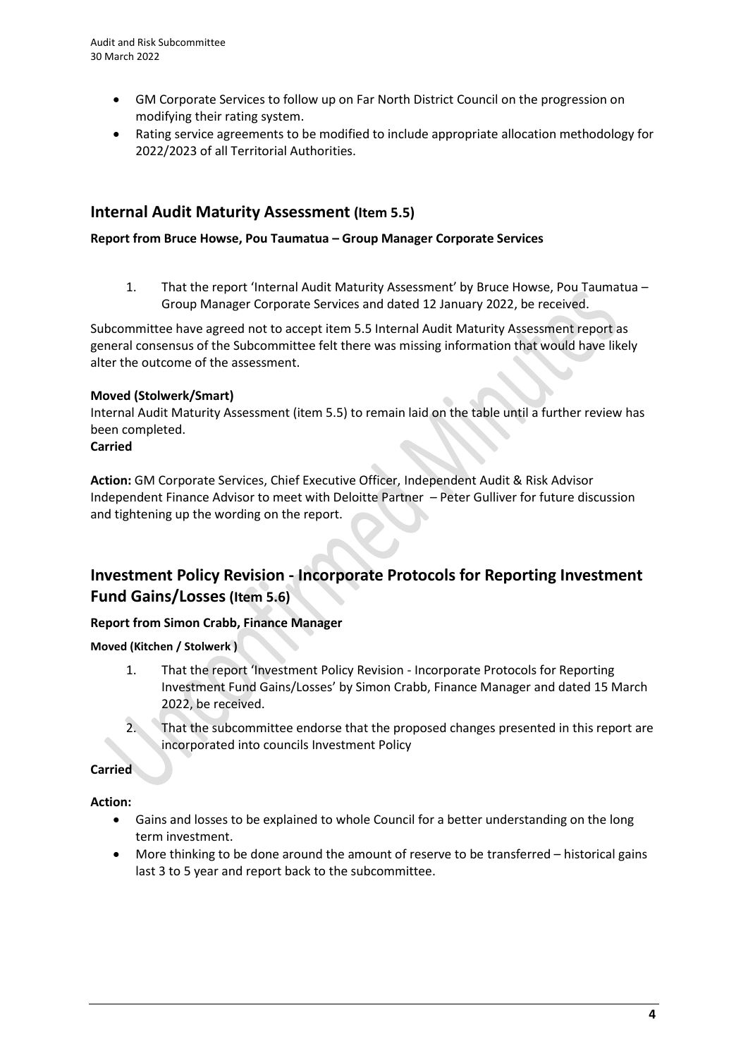- GM Corporate Services to follow up on Far North District Council on the progression on modifying their rating system.
- Rating service agreements to be modified to include appropriate allocation methodology for 2022/2023 of all Territorial Authorities.

## Internal Audit Maturity Assessment (Item 5.5)

**Report from Bruce Howse, Pou Taumatua – Group Manager Corporate Services**

1. That the report 'Internal Audit Maturity Assessment' by Bruce Howse, Pou Taumatua – Group Manager Corporate Services and dated 12 January 2022, be received.

Subcommittee have agreed not to accept item 5.5 Internal Audit Maturity Assessment report as general consensus of the Subcommittee felt there was missing information that would have likely alter the outcome of the assessment.

**Moved (Stolwerk/Smart)**
Internal Audit Maturity Assessment (item 5.5) to remain laid on the table until a further review has been completed.
**Carried**

**Action:** GM Corporate Services, Chief Executive Officer, Independent Audit & Risk Advisor Independent Finance Advisor to meet with Deloitte Partner – Peter Gulliver for future discussion and tightening up the wording on the report.

## Investment Policy Revision - Incorporate Protocols for Reporting Investment Fund Gains/Losses (Item 5.6)

**Report from Simon Crabb, Finance Manager**

**Moved (Kitchen / Stolwerk )**

1. That the report 'Investment Policy Revision - Incorporate Protocols for Reporting Investment Fund Gains/Losses' by Simon Crabb, Finance Manager and dated 15 March 2022, be received.
2. That the subcommittee endorse that the proposed changes presented in this report are incorporated into councils Investment Policy

**Carried**

**Action:**

- Gains and losses to be explained to whole Council for a better understanding on the long term investment.
- More thinking to be done around the amount of reserve to be transferred – historical gains last 3 to 5 year and report back to the subcommittee.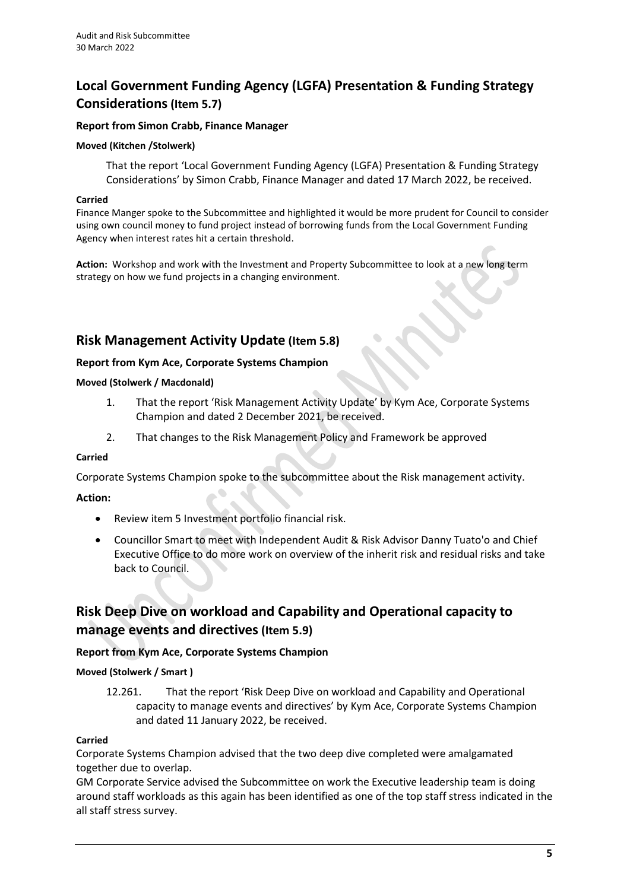## Local Government Funding Agency (LGFA) Presentation & Funding Strategy Considerations (Item 5.7)

**Report from Simon Crabb, Finance Manager**

**Moved (Kitchen /Stolwerk)**

> That the report 'Local Government Funding Agency (LGFA) Presentation & Funding Strategy Considerations' by Simon Crabb, Finance Manager and dated 17 March 2022, be received.

**Carried**

Finance Manger spoke to the Subcommittee and highlighted it would be more prudent for Council to consider using own council money to fund project instead of borrowing funds from the Local Government Funding Agency when interest rates hit a certain threshold.

**Action:** Workshop and work with the Investment and Property Subcommittee to look at a new long term strategy on how we fund projects in a changing environment.

## Risk Management Activity Update (Item 5.8)

**Report from Kym Ace, Corporate Systems Champion**

**Moved (Stolwerk / Macdonald)**

1. That the report 'Risk Management Activity Update' by Kym Ace, Corporate Systems Champion and dated 2 December 2021, be received.
2. That changes to the Risk Management Policy and Framework be approved

**Carried**

Corporate Systems Champion spoke to the subcommittee about the Risk management activity.

**Action:**

- Review item 5 Investment portfolio financial risk.
- Councillor Smart to meet with Independent Audit & Risk Advisor Danny Tuato'o and Chief Executive Office to do more work on overview of the inherit risk and residual risks and take back to Council.

## Risk Deep Dive on workload and Capability and Operational capacity to manage events and directives (Item 5.9)

**Report from Kym Ace, Corporate Systems Champion**

**Moved (Stolwerk / Smart )**

> 12.261. That the report 'Risk Deep Dive on workload and Capability and Operational capacity to manage events and directives' by Kym Ace, Corporate Systems Champion and dated 11 January 2022, be received.

**Carried**

Corporate Systems Champion advised that the two deep dive completed were amalgamated together due to overlap.

GM Corporate Service advised the Subcommittee on work the Executive leadership team is doing around staff workloads as this again has been identified as one of the top staff stress indicated in the all staff stress survey.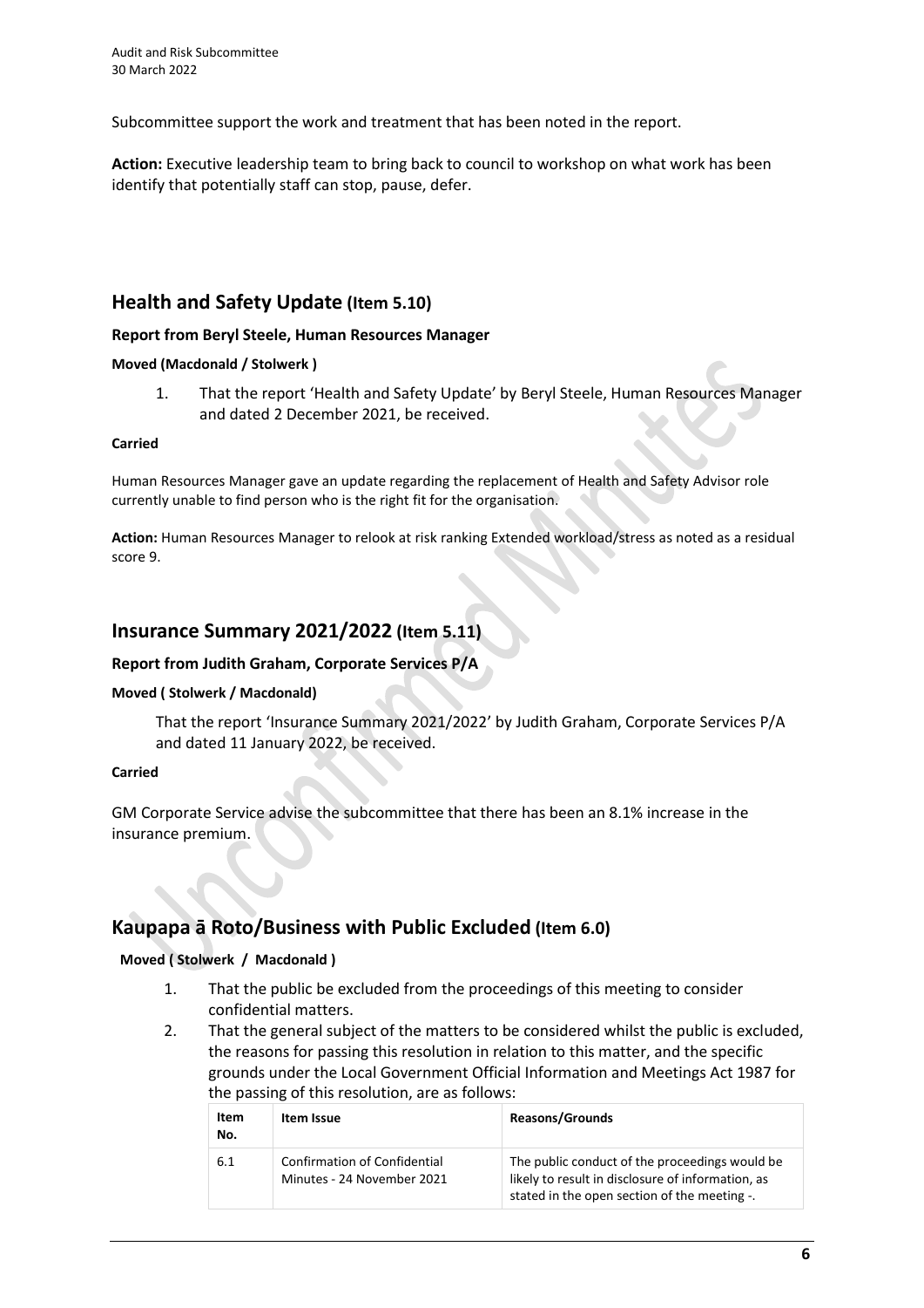Subcommittee support the work and treatment that has been noted in the report.

**Action:** Executive leadership team to bring back to council to workshop on what work has been identify that potentially staff can stop, pause, defer.

## Health and Safety Update (Item 5.10)

**Report from Beryl Steele, Human Resources Manager**

**Moved (Macdonald / Stolwerk )**

1. That the report 'Health and Safety Update' by Beryl Steele, Human Resources Manager and dated 2 December 2021, be received.

**Carried**

Human Resources Manager gave an update regarding the replacement of Health and Safety Advisor role currently unable to find person who is the right fit for the organisation.

**Action:** Human Resources Manager to relook at risk ranking Extended workload/stress as noted as a residual score 9.

## Insurance Summary 2021/2022 (Item 5.11)

**Report from Judith Graham, Corporate Services P/A**

**Moved ( Stolwerk / Macdonald)**

That the report 'Insurance Summary 2021/2022' by Judith Graham, Corporate Services P/A and dated 11 January 2022, be received.

**Carried**

GM Corporate Service advise the subcommittee that there has been an 8.1% increase in the insurance premium.

## Kaupapa ā Roto/Business with Public Excluded (Item 6.0)

**Moved ( Stolwerk / Macdonald )**

1. That the public be excluded from the proceedings of this meeting to consider confidential matters.
2. That the general subject of the matters to be considered whilst the public is excluded, the reasons for passing this resolution in relation to this matter, and the specific grounds under the Local Government Official Information and Meetings Act 1987 for the passing of this resolution, are as follows:

| Item No. | Item Issue | Reasons/Grounds |
|---|---|---|
| 6.1 | Confirmation of Confidential Minutes - 24 November 2021 | The public conduct of the proceedings would be likely to result in disclosure of information, as stated in the open section of the meeting -. |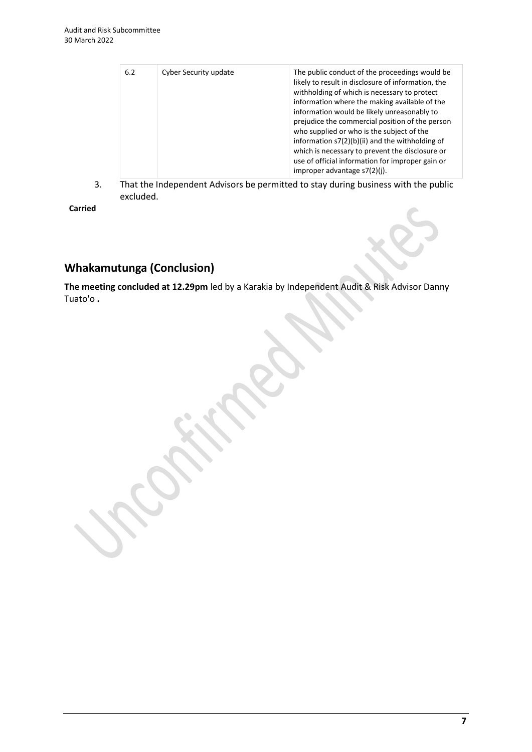| | | |
|---|---|---|
| 6.2 | Cyber Security update | The public conduct of the proceedings would be likely to result in disclosure of information, the withholding of which is necessary to protect information where the making available of the information would be likely unreasonably to prejudice the commercial position of the person who supplied or who is the subject of the information s7(2)(b)(ii) and the withholding of which is necessary to prevent the disclosure or use of official information for improper gain or improper advantage s7(2)(j). |

3. That the Independent Advisors be permitted to stay during business with the public excluded.

**Carried**

## Whakamutunga (Conclusion)

**The meeting concluded at 12.29pm** led by a Karakia by Independent Audit & Risk Advisor Danny Tuato'o **.**